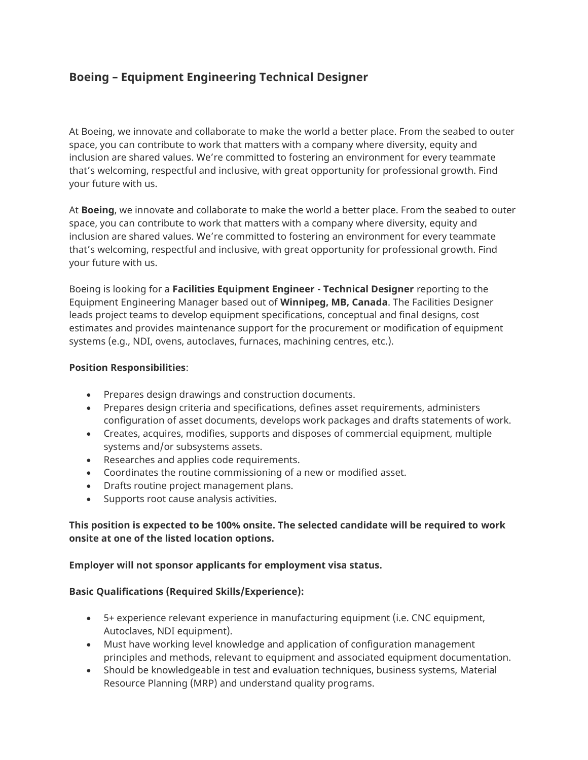## Boeing – Equipment Engineering Technical Designer

At Boeing, we innovate and collaborate to make the world a better place. From the seabed to outer space, you can contribute to work that matters with a company where diversity, equity and inclusion are shared values. We're committed to fostering an environment for every teammate that's welcoming, respectful and inclusive, with great opportunity for professional growth. Find your future with us.

At **Boeing**, we innovate and collaborate to make the world a better place. From the seabed to outer space, you can contribute to work that matters with a company where diversity, equity and inclusion are shared values. We're committed to fostering an environment for every teammate that's welcoming, respectful and inclusive, with great opportunity for professional growth. Find your future with us.

Boeing is looking for a **Facilities Equipment Engineer - Technical Designer** reporting to the Equipment Engineering Manager based out of **Winnipeg, MB, Canada**. The Facilities Designer leads project teams to develop equipment specifications, conceptual and final designs, cost estimates and provides maintenance support for the procurement or modification of equipment systems (e.g., NDI, ovens, autoclaves, furnaces, machining centres, etc.).

**Position Responsibilities**:

- Prepares design drawings and construction documents.
- Prepares design criteria and specifications, defines asset requirements, administers configuration of asset documents, develops work packages and drafts statements of work.
- Creates, acquires, modifies, supports and disposes of commercial equipment, multiple systems and/or subsystems assets.
- Researches and applies code requirements.
- Coordinates the routine commissioning of a new or modified asset.
- Drafts routine project management plans.
- Supports root cause analysis activities.

**This position is expected to be 100% onsite. The selected candidate will be required to work onsite at one of the listed location options.**

**Employer will not sponsor applicants for employment visa status.**

**Basic Qualifications (Required Skills/Experience):**

- 5+ experience relevant experience in manufacturing equipment (i.e. CNC equipment, Autoclaves, NDI equipment).
- Must have working level knowledge and application of configuration management principles and methods, relevant to equipment and associated equipment documentation.
- Should be knowledgeable in test and evaluation techniques, business systems, Material Resource Planning (MRP) and understand quality programs.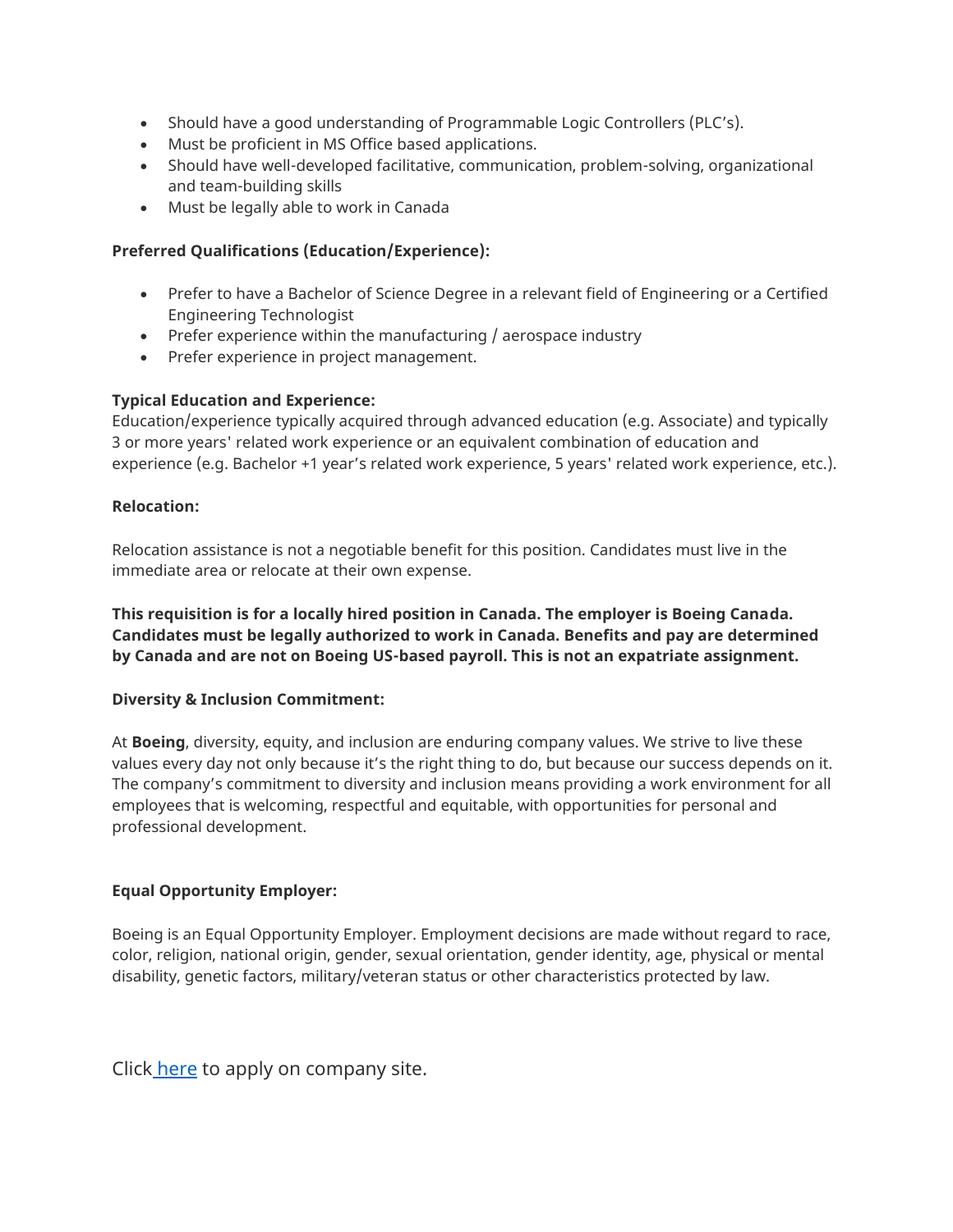- Should have a good understanding of Programmable Logic Controllers (PLC's).
- Must be proficient in MS Office based applications.
- Should have well-developed facilitative, communication, problem-solving, organizational and team-building skills
- Must be legally able to work in Canada

**Preferred Qualifications (Education/Experience):**

- Prefer to have a Bachelor of Science Degree in a relevant field of Engineering or a Certified Engineering Technologist
- Prefer experience within the manufacturing / aerospace industry
- Prefer experience in project management.

**Typical Education and Experience:**
Education/experience typically acquired through advanced education (e.g. Associate) and typically 3 or more years' related work experience or an equivalent combination of education and experience (e.g. Bachelor +1 year's related work experience, 5 years' related work experience, etc.).

**Relocation:**

Relocation assistance is not a negotiable benefit for this position. Candidates must live in the immediate area or relocate at their own expense.

**This requisition is for a locally hired position in Canada. The employer is Boeing Canada. Candidates must be legally authorized to work in Canada. Benefits and pay are determined by Canada and are not on Boeing US-based payroll. This is not an expatriate assignment.**

**Diversity & Inclusion Commitment:**

At **Boeing**, diversity, equity, and inclusion are enduring company values. We strive to live these values every day not only because it's the right thing to do, but because our success depends on it. The company's commitment to diversity and inclusion means providing a work environment for all employees that is welcoming, respectful and equitable, with opportunities for personal and professional development.

**Equal Opportunity Employer:**

Boeing is an Equal Opportunity Employer. Employment decisions are made without regard to race, color, religion, national origin, gender, sexual orientation, gender identity, age, physical or mental disability, genetic factors, military/veteran status or other characteristics protected by law.

Click here to apply on company site.